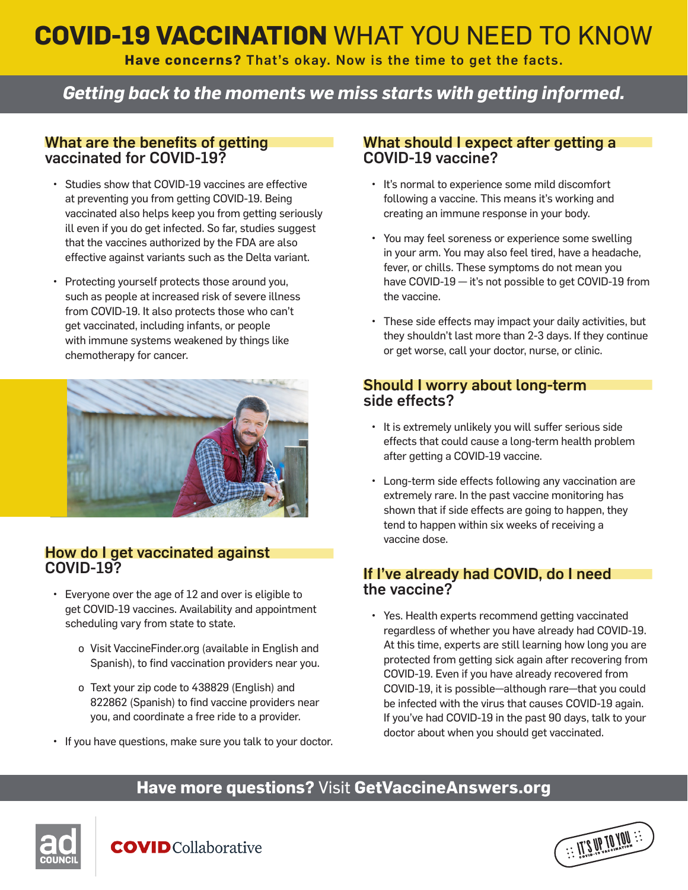# COVID-19 VACCINATION WHAT YOU NEED TO KNOW

**Have concerns?** That's okay. Now is the time to get the facts.

***Getting back to the moments we miss starts with getting informed.***

## What are the benefits of getting vaccinated for COVID-19?

- Studies show that COVID-19 vaccines are effective at preventing you from getting COVID-19. Being vaccinated also helps keep you from getting seriously ill even if you do get infected. So far, studies suggest that the vaccines authorized by the FDA are also effective against variants such as the Delta variant.
- Protecting yourself protects those around you, such as people at increased risk of severe illness from COVID-19. It also protects those who can't get vaccinated, including infants, or people with immune systems weakened by things like chemotherapy for cancer.

## How do I get vaccinated against COVID-19?

- Everyone over the age of 12 and over is eligible to get COVID-19 vaccines. Availability and appointment scheduling vary from state to state.
  - Visit VaccineFinder.org (available in English and Spanish), to find vaccination providers near you.
  - Text your zip code to 438829 (English) and 822862 (Spanish) to find vaccine providers near you, and coordinate a free ride to a provider.
- If you have questions, make sure you talk to your doctor.

## What should I expect after getting a COVID-19 vaccine?

- It's normal to experience some mild discomfort following a vaccine. This means it's working and creating an immune response in your body.
- You may feel soreness or experience some swelling in your arm. You may also feel tired, have a headache, fever, or chills. These symptoms do not mean you have COVID-19 — it's not possible to get COVID-19 from the vaccine.
- These side effects may impact your daily activities, but they shouldn't last more than 2-3 days. If they continue or get worse, call your doctor, nurse, or clinic.

## Should I worry about long-term side effects?

- It is extremely unlikely you will suffer serious side effects that could cause a long-term health problem after getting a COVID-19 vaccine.
- Long-term side effects following any vaccination are extremely rare. In the past vaccine monitoring has shown that if side effects are going to happen, they tend to happen within six weeks of receiving a vaccine dose.

## If I've already had COVID, do I need the vaccine?

- Yes. Health experts recommend getting vaccinated regardless of whether you have already had COVID-19. At this time, experts are still learning how long you are protected from getting sick again after recovering from COVID-19. Even if you have already recovered from COVID-19, it is possible—although rare—that you could be infected with the virus that causes COVID-19 again. If you've had COVID-19 in the past 90 days, talk to your doctor about when you should get vaccinated.

**Have more questions?** Visit **GetVaccineAnswers.org**

ad COUNCIL | COVID Collaborative | IT'S UP TO YOU COVID-19 VACCINATION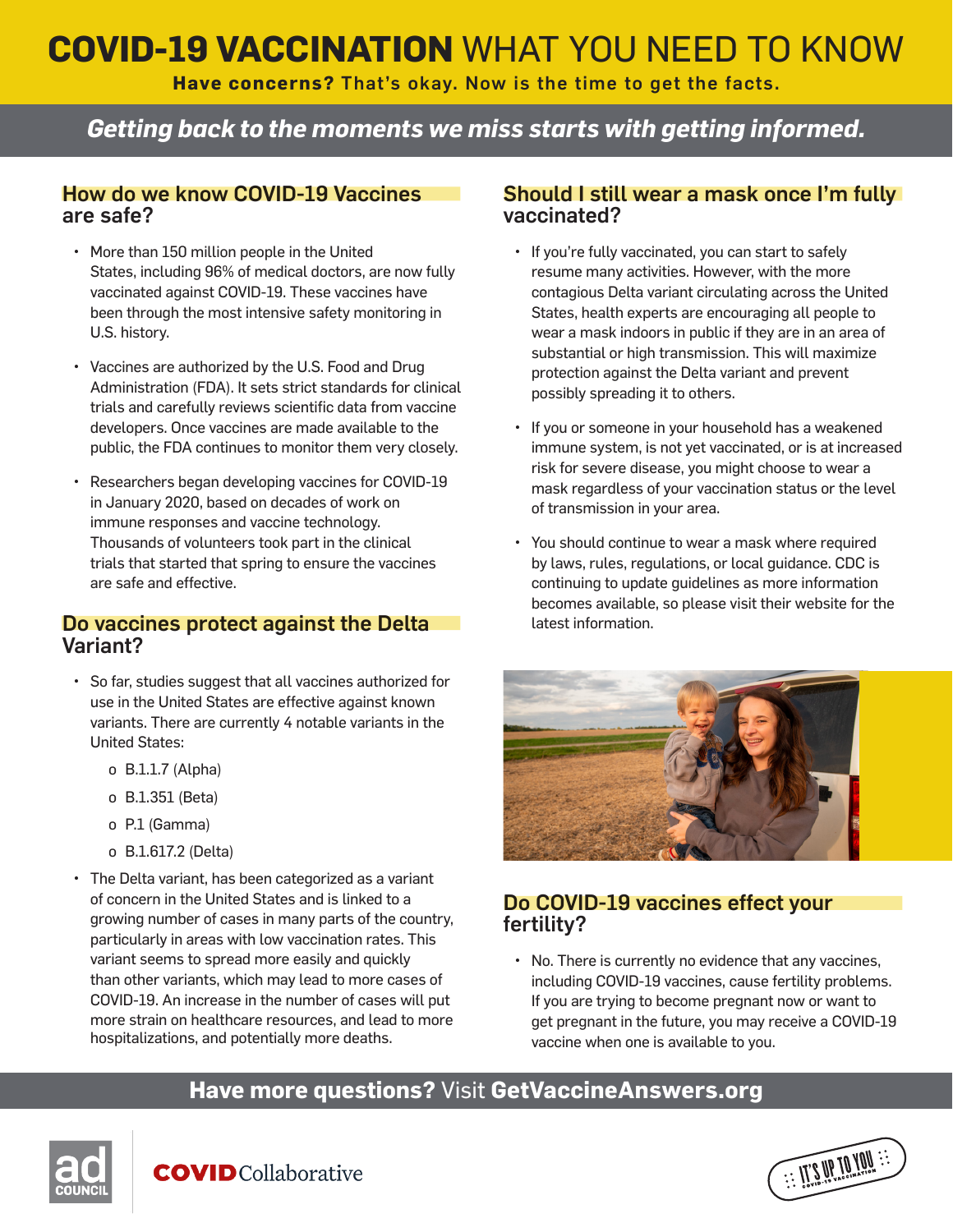# COVID-19 VACCINATION WHAT YOU NEED TO KNOW

**Have concerns?** That's okay. Now is the time to get the facts.

***Getting back to the moments we miss starts with getting informed.***

## How do we know COVID-19 Vaccines are safe?

- More than 150 million people in the United States, including 96% of medical doctors, are now fully vaccinated against COVID-19. These vaccines have been through the most intensive safety monitoring in U.S. history.
- Vaccines are authorized by the U.S. Food and Drug Administration (FDA). It sets strict standards for clinical trials and carefully reviews scientific data from vaccine developers. Once vaccines are made available to the public, the FDA continues to monitor them very closely.
- Researchers began developing vaccines for COVID-19 in January 2020, based on decades of work on immune responses and vaccine technology. Thousands of volunteers took part in the clinical trials that started that spring to ensure the vaccines are safe and effective.

## Do vaccines protect against the Delta Variant?

- So far, studies suggest that all vaccines authorized for use in the United States are effective against known variants. There are currently 4 notable variants in the United States:
  - B.1.1.7 (Alpha)
  - B.1.351 (Beta)
  - P.1 (Gamma)
  - B.1.617.2 (Delta)
- The Delta variant, has been categorized as a variant of concern in the United States and is linked to a growing number of cases in many parts of the country, particularly in areas with low vaccination rates. This variant seems to spread more easily and quickly than other variants, which may lead to more cases of COVID-19. An increase in the number of cases will put more strain on healthcare resources, and lead to more hospitalizations, and potentially more deaths.

## Should I still wear a mask once I'm fully vaccinated?

- If you're fully vaccinated, you can start to safely resume many activities. However, with the more contagious Delta variant circulating across the United States, health experts are encouraging all people to wear a mask indoors in public if they are in an area of substantial or high transmission. This will maximize protection against the Delta variant and prevent possibly spreading it to others.
- If you or someone in your household has a weakened immune system, is not yet vaccinated, or is at increased risk for severe disease, you might choose to wear a mask regardless of your vaccination status or the level of transmission in your area.
- You should continue to wear a mask where required by laws, rules, regulations, or local guidance. CDC is continuing to update guidelines as more information becomes available, so please visit their website for the latest information.

## Do COVID-19 vaccines effect your fertility?

- No. There is currently no evidence that any vaccines, including COVID-19 vaccines, cause fertility problems. If you are trying to become pregnant now or want to get pregnant in the future, you may receive a COVID-19 vaccine when one is available to you.

**Have more questions?** Visit **GetVaccineAnswers.org**

ad COUNCIL | COVID Collaborative | IT'S UP TO YOU COVID-19 VACCINATION